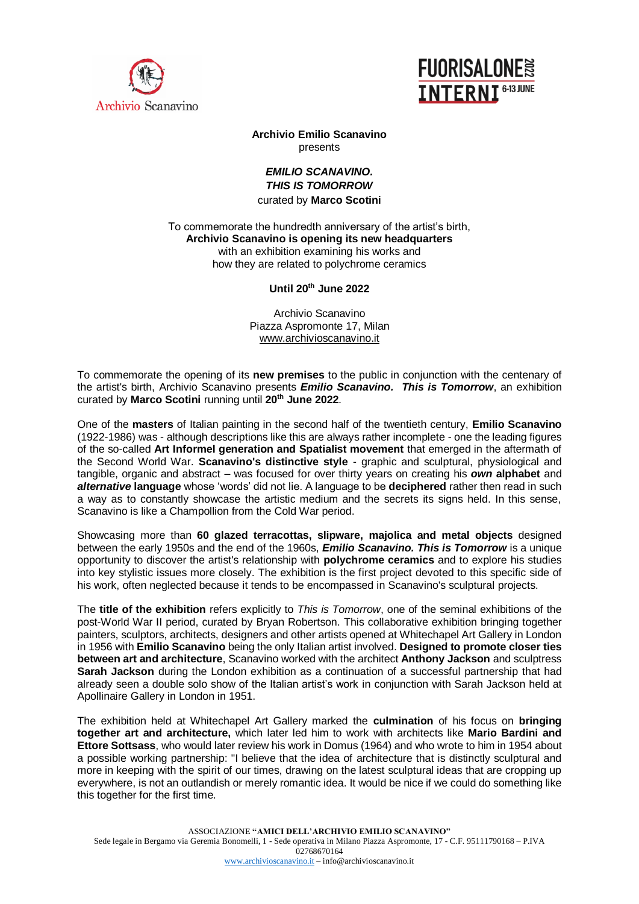Archivio Scanavino

FUORISALONE 2022 INTERNI 6-13 JUNE

**Archivio Emilio Scanavino**
presents

***EMILIO SCANAVINO.***
***THIS IS TOMORROW***
curated by **Marco Scotini**

To commemorate the hundredth anniversary of the artist's birth,
**Archivio Scanavino is opening its new headquarters**
with an exhibition examining his works and
how they are related to polychrome ceramics

**Until 20th June 2022**

Archivio Scanavino
Piazza Aspromonte 17, Milan
www.archivioscanavino.it

To commemorate the opening of its **new premises** to the public in conjunction with the centenary of the artist's birth, Archivio Scanavino presents ***Emilio Scanavino. This is Tomorrow***, an exhibition curated by **Marco Scotini** running until **20th June 2022**.

One of the **masters** of Italian painting in the second half of the twentieth century, **Emilio Scanavino** (1922-1986) was - although descriptions like this are always rather incomplete - one the leading figures of the so-called **Art Informel generation and Spatialist movement** that emerged in the aftermath of the Second World War. **Scanavino's distinctive style** - graphic and sculptural, physiological and tangible, organic and abstract – was focused for over thirty years on creating his ***own*** **alphabet** and ***alternative*** **language** whose 'words' did not lie. A language to be **deciphered** rather then read in such a way as to constantly showcase the artistic medium and the secrets its signs held. In this sense, Scanavino is like a Champollion from the Cold War period.

Showcasing more than **60 glazed terracottas, slipware, majolica and metal objects** designed between the early 1950s and the end of the 1960s, ***Emilio Scanavino. This is Tomorrow*** is a unique opportunity to discover the artist's relationship with **polychrome ceramics** and to explore his studies into key stylistic issues more closely. The exhibition is the first project devoted to this specific side of his work, often neglected because it tends to be encompassed in Scanavino's sculptural projects.

The **title of the exhibition** refers explicitly to *This is Tomorrow*, one of the seminal exhibitions of the post-World War II period, curated by Bryan Robertson. This collaborative exhibition bringing together painters, sculptors, architects, designers and other artists opened at Whitechapel Art Gallery in London in 1956 with **Emilio Scanavino** being the only Italian artist involved. **Designed to promote closer ties between art and architecture**, Scanavino worked with the architect **Anthony Jackson** and sculptress **Sarah Jackson** during the London exhibition as a continuation of a successful partnership that had already seen a double solo show of the Italian artist's work in conjunction with Sarah Jackson held at Apollinaire Gallery in London in 1951.

The exhibition held at Whitechapel Art Gallery marked the **culmination** of his focus on **bringing together art and architecture,** which later led him to work with architects like **Mario Bardini and Ettore Sottsass**, who would later review his work in Domus (1964) and who wrote to him in 1954 about a possible working partnership: "I believe that the idea of architecture that is distinctly sculptural and more in keeping with the spirit of our times, drawing on the latest sculptural ideas that are cropping up everywhere, is not an outlandish or merely romantic idea. It would be nice if we could do something like this together for the first time.

ASSOCIAZIONE **"AMICI DELL'ARCHIVIO EMILIO SCANAVINO"**
Sede legale in Bergamo via Geremia Bonomelli, 1 - Sede operativa in Milano Piazza Aspromonte, 17 - C.F. 95111790168 – P.IVA 02768670164
www.archivioscanavino.it – info@archivioscanavino.it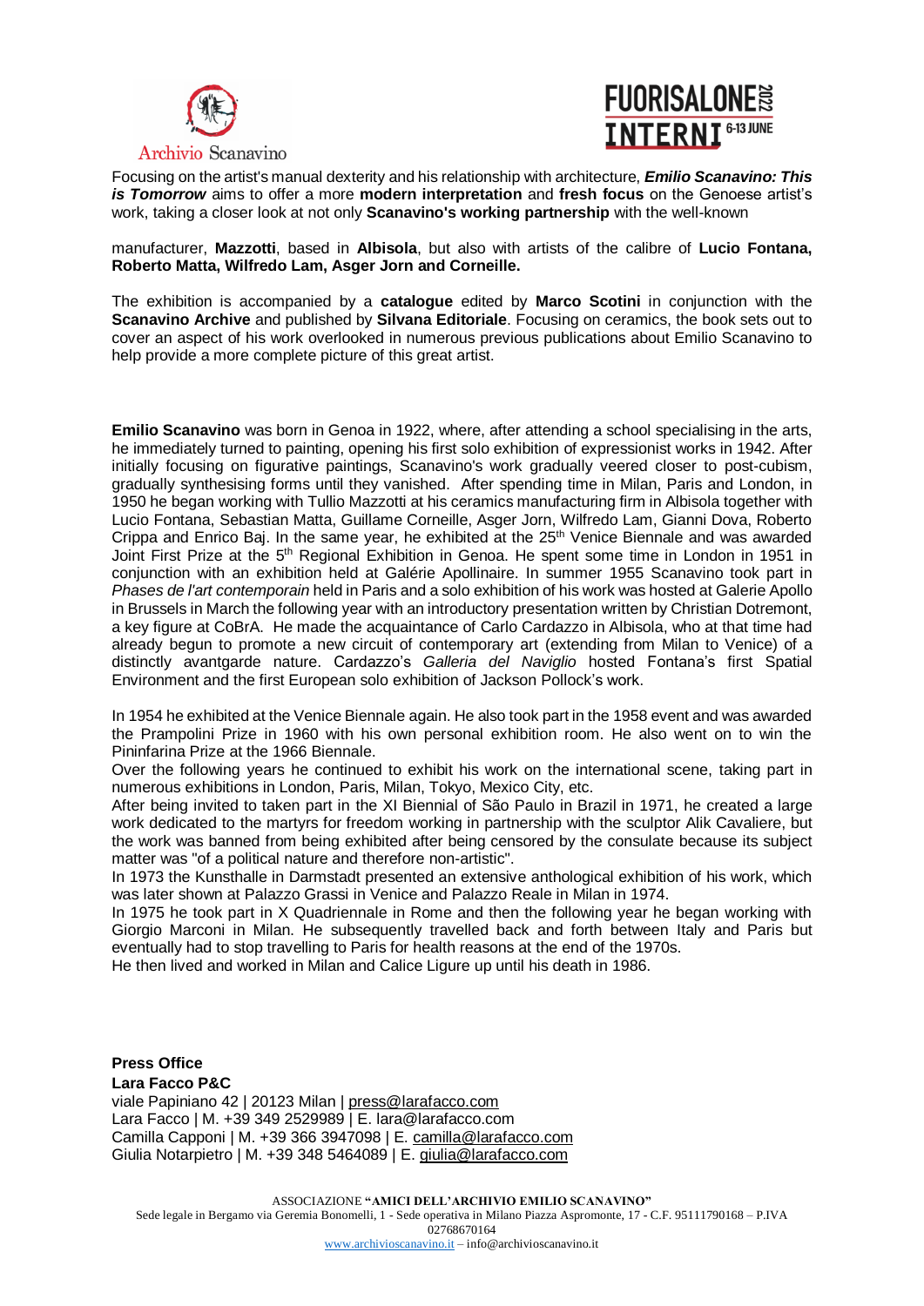Focusing on the artist's manual dexterity and his relationship with architecture, ***Emilio Scanavino: This is Tomorrow*** aims to offer a more **modern interpretation** and **fresh focus** on the Genoese artist's work, taking a closer look at not only **Scanavino's working partnership** with the well-known

manufacturer, **Mazzotti**, based in **Albisola**, but also with artists of the calibre of **Lucio Fontana, Roberto Matta, Wilfredo Lam, Asger Jorn and Corneille.**

The exhibition is accompanied by a **catalogue** edited by **Marco Scotini** in conjunction with the **Scanavino Archive** and published by **Silvana Editoriale**. Focusing on ceramics, the book sets out to cover an aspect of his work overlooked in numerous previous publications about Emilio Scanavino to help provide a more complete picture of this great artist.

**Emilio Scanavino** was born in Genoa in 1922, where, after attending a school specialising in the arts, he immediately turned to painting, opening his first solo exhibition of expressionist works in 1942. After initially focusing on figurative paintings, Scanavino's work gradually veered closer to post-cubism, gradually synthesising forms until they vanished. After spending time in Milan, Paris and London, in 1950 he began working with Tullio Mazzotti at his ceramics manufacturing firm in Albisola together with Lucio Fontana, Sebastian Matta, Guillame Corneille, Asger Jorn, Wilfredo Lam, Gianni Dova, Roberto Crippa and Enrico Baj. In the same year, he exhibited at the 25th Venice Biennale and was awarded Joint First Prize at the 5th Regional Exhibition in Genoa. He spent some time in London in 1951 in conjunction with an exhibition held at Galérie Apollinaire. In summer 1955 Scanavino took part in *Phases de l'art contemporain* held in Paris and a solo exhibition of his work was hosted at Galerie Apollo in Brussels in March the following year with an introductory presentation written by Christian Dotremont, a key figure at CoBrA. He made the acquaintance of Carlo Cardazzo in Albisola, who at that time had already begun to promote a new circuit of contemporary art (extending from Milan to Venice) of a distinctly avantgarde nature. Cardazzo's *Galleria del Naviglio* hosted Fontana's first Spatial Environment and the first European solo exhibition of Jackson Pollock's work.

In 1954 he exhibited at the Venice Biennale again. He also took part in the 1958 event and was awarded the Prampolini Prize in 1960 with his own personal exhibition room. He also went on to win the Pininfarina Prize at the 1966 Biennale.

Over the following years he continued to exhibit his work on the international scene, taking part in numerous exhibitions in London, Paris, Milan, Tokyo, Mexico City, etc.

After being invited to taken part in the XI Biennial of São Paulo in Brazil in 1971, he created a large work dedicated to the martyrs for freedom working in partnership with the sculptor Alik Cavaliere, but the work was banned from being exhibited after being censored by the consulate because its subject matter was "of a political nature and therefore non-artistic".

In 1973 the Kunsthalle in Darmstadt presented an extensive anthological exhibition of his work, which was later shown at Palazzo Grassi in Venice and Palazzo Reale in Milan in 1974.

In 1975 he took part in X Quadriennale in Rome and then the following year he began working with Giorgio Marconi in Milan. He subsequently travelled back and forth between Italy and Paris but eventually had to stop travelling to Paris for health reasons at the end of the 1970s.

He then lived and worked in Milan and Calice Ligure up until his death in 1986.

**Press Office**
**Lara Facco P&C**
viale Papiniano 42 | 20123 Milan | press@larafacco.com
Lara Facco | M. +39 349 2529989 | E. lara@larafacco.com
Camilla Capponi | M. +39 366 3947098 | E. camilla@larafacco.com
Giulia Notarpietro | M. +39 348 5464089 | E. giulia@larafacco.com

ASSOCIAZIONE **"AMICI DELL'ARCHIVIO EMILIO SCANAVINO"**
Sede legale in Bergamo via Geremia Bonomelli, 1 - Sede operativa in Milano Piazza Aspromonte, 17 - C.F. 95111790168 – P.IVA 02768670164
www.archivioscanavino.it – info@archivioscanavino.it